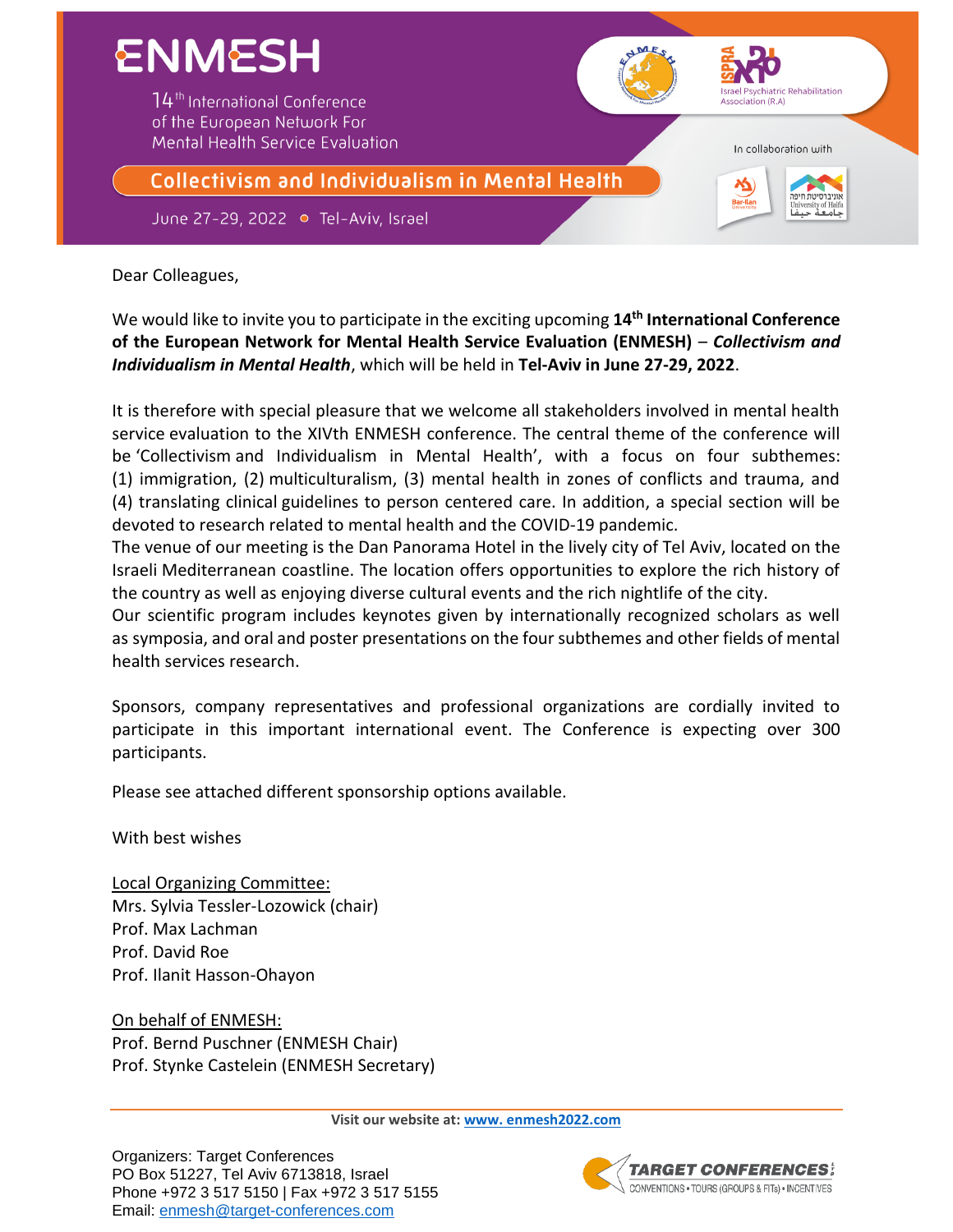# ENMESH

14th International Conference of the European Network For Mental Health Service Evaluation

## Collectivism and Individualism in Mental Health

June 27-29, 2022 • Tel-Aviv, Israel

Israel Psychiatric Rehabilitation Association (R.A)

In collaboration with

Dear Colleagues,

We would like to invite you to participate in the exciting upcoming **14th International Conference of the European Network for Mental Health Service Evaluation (ENMESH)** – ***Collectivism and Individualism in Mental Health***, which will be held in **Tel-Aviv in June 27-29, 2022**.

It is therefore with special pleasure that we welcome all stakeholders involved in mental health service evaluation to the XIVth ENMESH conference. The central theme of the conference will be 'Collectivism and Individualism in Mental Health', with a focus on four subthemes: (1) immigration, (2) multiculturalism, (3) mental health in zones of conflicts and trauma, and (4) translating clinical guidelines to person centered care. In addition, a special section will be devoted to research related to mental health and the COVID-19 pandemic.
The venue of our meeting is the Dan Panorama Hotel in the lively city of Tel Aviv, located on the Israeli Mediterranean coastline. The location offers opportunities to explore the rich history of the country as well as enjoying diverse cultural events and the rich nightlife of the city.
Our scientific program includes keynotes given by internationally recognized scholars as well as symposia, and oral and poster presentations on the four subthemes and other fields of mental health services research.

Sponsors, company representatives and professional organizations are cordially invited to participate in this important international event. The Conference is expecting over 300 participants.

Please see attached different sponsorship options available.

With best wishes

Local Organizing Committee:
Mrs. Sylvia Tessler-Lozowick (chair)
Prof. Max Lachman
Prof. David Roe
Prof. Ilanit Hasson-Ohayon

On behalf of ENMESH:
Prof. Bernd Puschner (ENMESH Chair)
Prof. Stynke Castelein (ENMESH Secretary)

**Visit our website at: www. enmesh2022.com**

Organizers: Target Conferences
PO Box 51227, Tel Aviv 6713818, Israel
Phone +972 3 517 5150 | Fax +972 3 517 5155
Email: enmesh@target-conferences.com

TARGET CONFERENCES
CONVENTIONS • TOURS (GROUPS & FITs) • INCENTIVES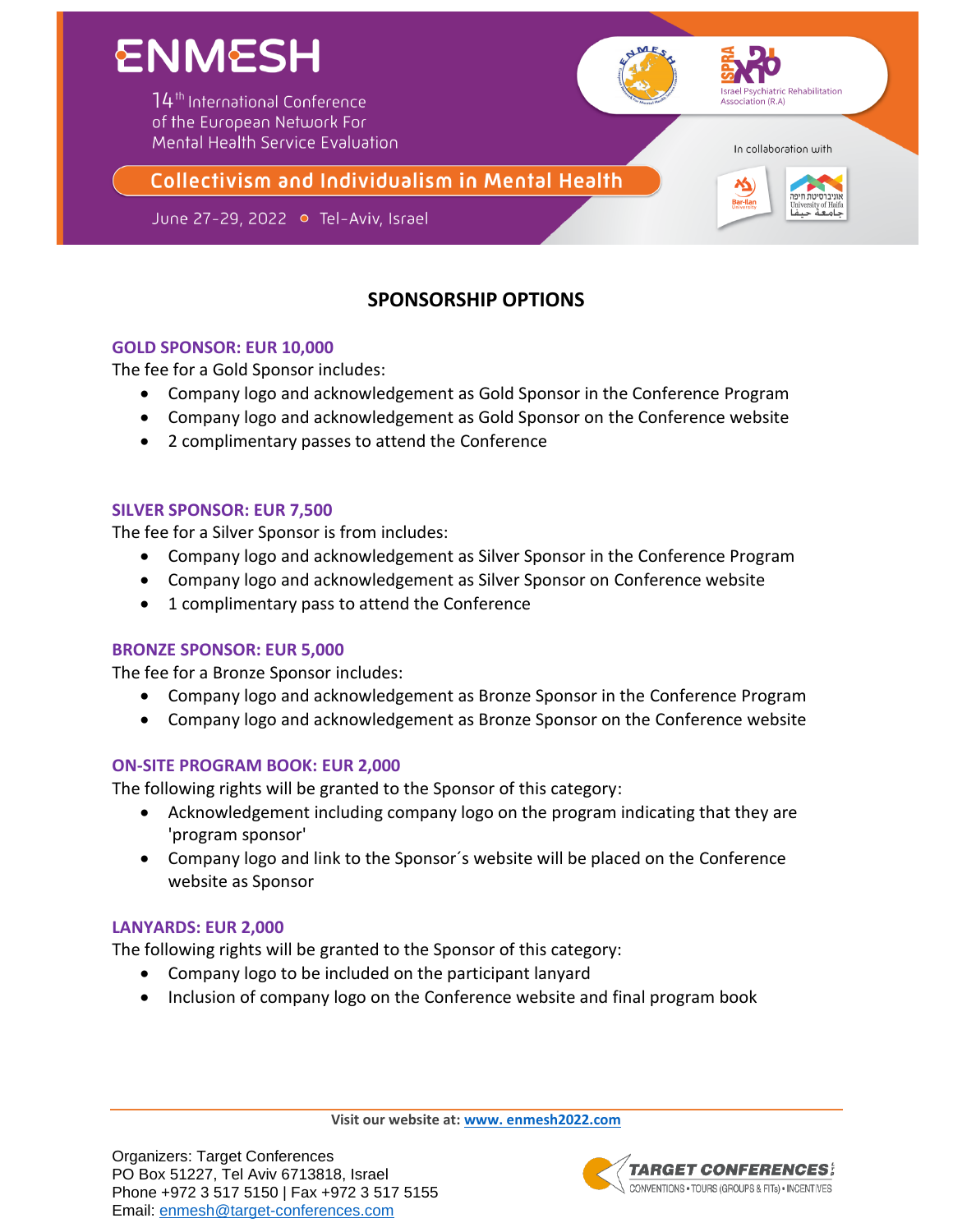# ENMESH

14th International Conference of the European Network For Mental Health Service Evaluation

**Collectivism and Individualism in Mental Health**

June 27-29, 2022 • Tel-Aviv, Israel

Israel Psychiatric Rehabilitation Association (R.A)

In collaboration with

## SPONSORSHIP OPTIONS

### GOLD SPONSOR: EUR 10,000

The fee for a Gold Sponsor includes:

- Company logo and acknowledgement as Gold Sponsor in the Conference Program
- Company logo and acknowledgement as Gold Sponsor on the Conference website
- 2 complimentary passes to attend the Conference

### SILVER SPONSOR: EUR 7,500

The fee for a Silver Sponsor is from includes:

- Company logo and acknowledgement as Silver Sponsor in the Conference Program
- Company logo and acknowledgement as Silver Sponsor on Conference website
- 1 complimentary pass to attend the Conference

### BRONZE SPONSOR: EUR 5,000

The fee for a Bronze Sponsor includes:

- Company logo and acknowledgement as Bronze Sponsor in the Conference Program
- Company logo and acknowledgement as Bronze Sponsor on the Conference website

### ON-SITE PROGRAM BOOK: EUR 2,000

The following rights will be granted to the Sponsor of this category:

- Acknowledgement including company logo on the program indicating that they are 'program sponsor'
- Company logo and link to the Sponsor´s website will be placed on the Conference website as Sponsor

### LANYARDS: EUR 2,000

The following rights will be granted to the Sponsor of this category:

- Company logo to be included on the participant lanyard
- Inclusion of company logo on the Conference website and final program book

**Visit our website at: [www. enmesh2022.com](http://www.enmesh2022.com)**

Organizers: Target Conferences
PO Box 51227, Tel Aviv 6713818, Israel
Phone +972 3 517 5150 | Fax +972 3 517 5155
Email: [enmesh@target-conferences.com](mailto:enmesh@target-conferences.com)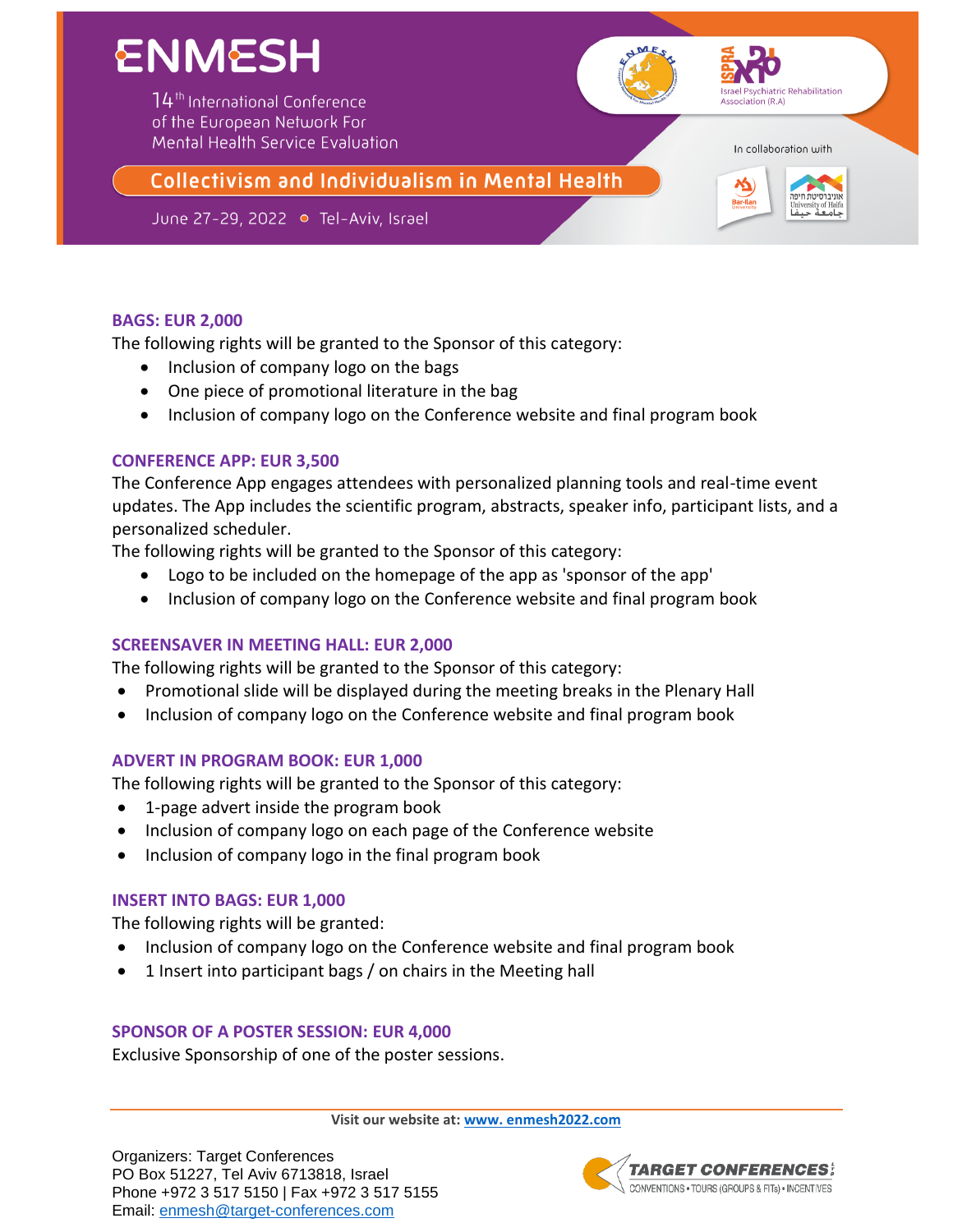## BAGS: EUR 2,000

The following rights will be granted to the Sponsor of this category:

- Inclusion of company logo on the bags
- One piece of promotional literature in the bag
- Inclusion of company logo on the Conference website and final program book

## CONFERENCE APP: EUR 3,500

The Conference App engages attendees with personalized planning tools and real-time event updates. The App includes the scientific program, abstracts, speaker info, participant lists, and a personalized scheduler.

The following rights will be granted to the Sponsor of this category:

- Logo to be included on the homepage of the app as 'sponsor of the app'
- Inclusion of company logo on the Conference website and final program book

## SCREENSAVER IN MEETING HALL: EUR 2,000

The following rights will be granted to the Sponsor of this category:

- Promotional slide will be displayed during the meeting breaks in the Plenary Hall
- Inclusion of company logo on the Conference website and final program book

## ADVERT IN PROGRAM BOOK: EUR 1,000

The following rights will be granted to the Sponsor of this category:

- 1-page advert inside the program book
- Inclusion of company logo on each page of the Conference website
- Inclusion of company logo in the final program book

## INSERT INTO BAGS: EUR 1,000

The following rights will be granted:

- Inclusion of company logo on the Conference website and final program book
- 1 Insert into participant bags / on chairs in the Meeting hall

## SPONSOR OF A POSTER SESSION: EUR 4,000

Exclusive Sponsorship of one of the poster sessions.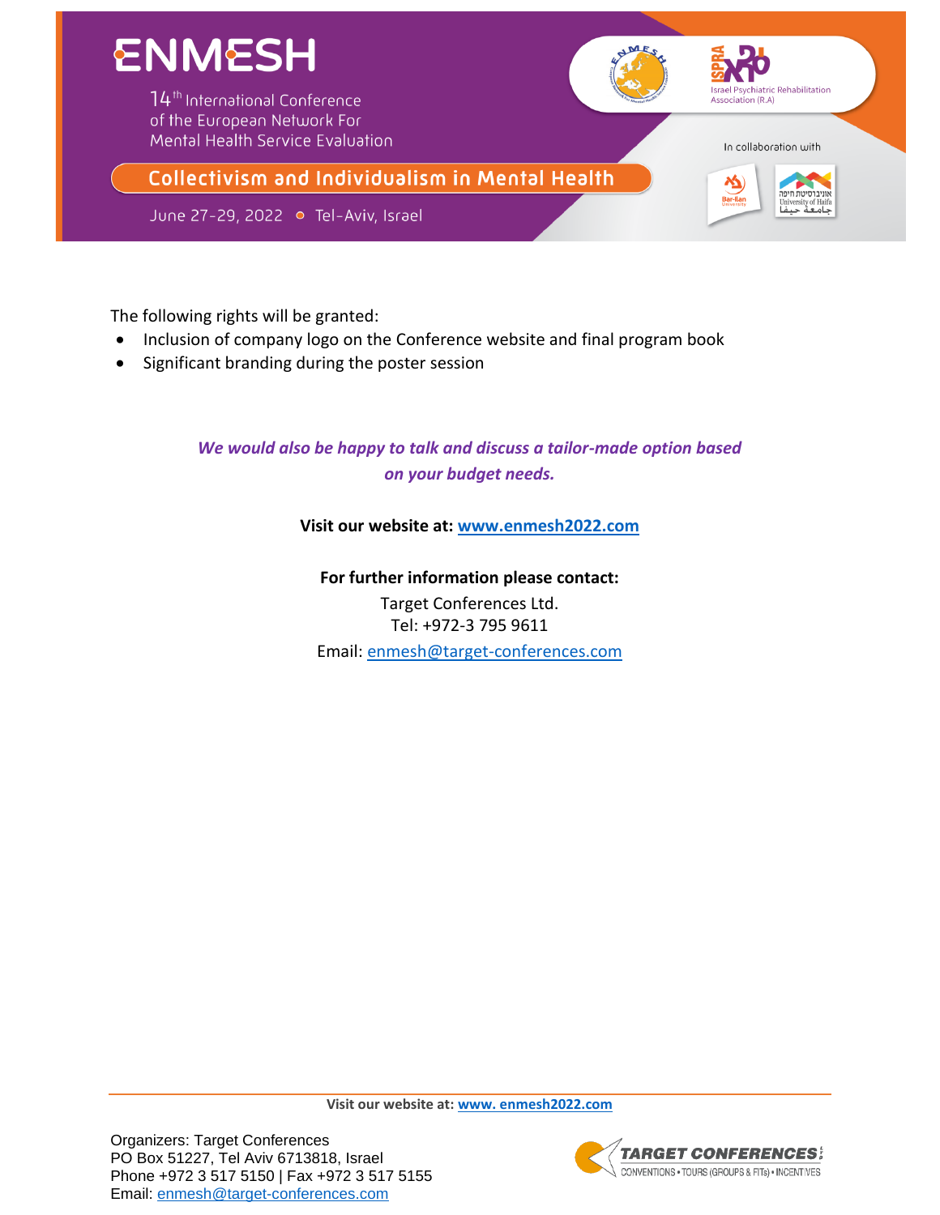The following rights will be granted:

- Inclusion of company logo on the Conference website and final program book
- Significant branding during the poster session

***We would also be happy to talk and discuss a tailor-made option based on your budget needs.***

**Visit our website at: [www.enmesh2022.com](http://www.enmesh2022.com)**

**For further information please contact:**

Target Conferences Ltd.
Tel: +972-3 795 9611
Email: [enmesh@target-conferences.com](mailto:enmesh@target-conferences.com)